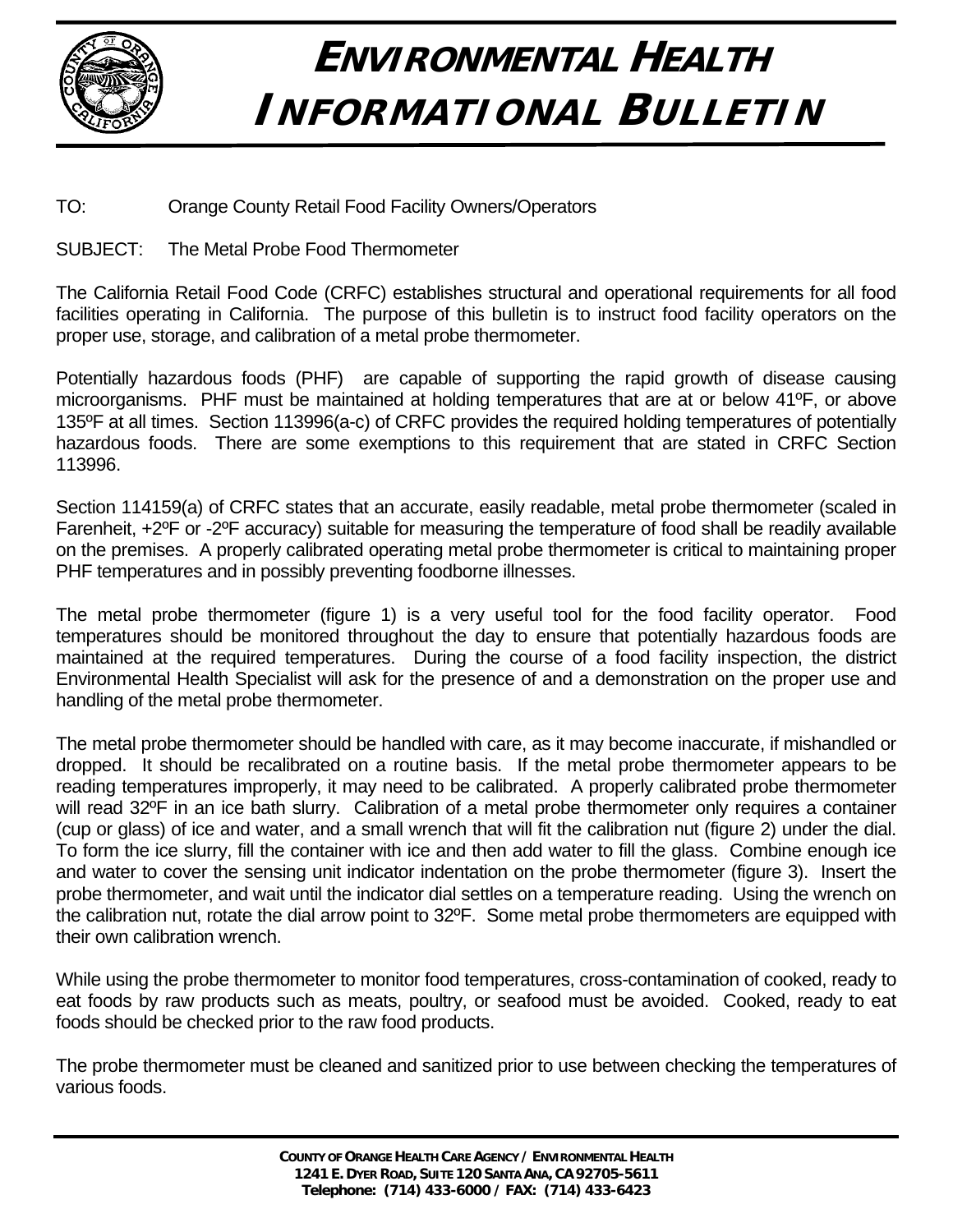# ENVIRONMENTAL HEALTH INFORMATIONAL BULLETIN

TO: Orange County Retail Food Facility Owners/Operators

SUBJECT: The Metal Probe Food Thermometer

The California Retail Food Code (CRFC) establishes structural and operational requirements for all food facilities operating in California. The purpose of this bulletin is to instruct food facility operators on the proper use, storage, and calibration of a metal probe thermometer.

Potentially hazardous foods (PHF) are capable of supporting the rapid growth of disease causing microorganisms. PHF must be maintained at holding temperatures that are at or below 41ºF, or above 135ºF at all times. Section 113996(a-c) of CRFC provides the required holding temperatures of potentially hazardous foods. There are some exemptions to this requirement that are stated in CRFC Section 113996.

Section 114159(a) of CRFC states that an accurate, easily readable, metal probe thermometer (scaled in Farenheit, +2ºF or -2ºF accuracy) suitable for measuring the temperature of food shall be readily available on the premises. A properly calibrated operating metal probe thermometer is critical to maintaining proper PHF temperatures and in possibly preventing foodborne illnesses.

The metal probe thermometer (figure 1) is a very useful tool for the food facility operator. Food temperatures should be monitored throughout the day to ensure that potentially hazardous foods are maintained at the required temperatures. During the course of a food facility inspection, the district Environmental Health Specialist will ask for the presence of and a demonstration on the proper use and handling of the metal probe thermometer.

The metal probe thermometer should be handled with care, as it may become inaccurate, if mishandled or dropped. It should be recalibrated on a routine basis. If the metal probe thermometer appears to be reading temperatures improperly, it may need to be calibrated. A properly calibrated probe thermometer will read 32ºF in an ice bath slurry. Calibration of a metal probe thermometer only requires a container (cup or glass) of ice and water, and a small wrench that will fit the calibration nut (figure 2) under the dial. To form the ice slurry, fill the container with ice and then add water to fill the glass. Combine enough ice and water to cover the sensing unit indicator indentation on the probe thermometer (figure 3). Insert the probe thermometer, and wait until the indicator dial settles on a temperature reading. Using the wrench on the calibration nut, rotate the dial arrow point to 32ºF. Some metal probe thermometers are equipped with their own calibration wrench.

While using the probe thermometer to monitor food temperatures, cross-contamination of cooked, ready to eat foods by raw products such as meats, poultry, or seafood must be avoided. Cooked, ready to eat foods should be checked prior to the raw food products.

The probe thermometer must be cleaned and sanitized prior to use between checking the temperatures of various foods.

**COUNTY OF ORANGE HEALTH CARE AGENCY / ENVIRONMENTAL HEALTH**
**1241 E. DYER ROAD, SUITE 120 SANTA ANA, CA 92705-5611**
**Telephone: (714) 433-6000 / FAX: (714) 433-6423**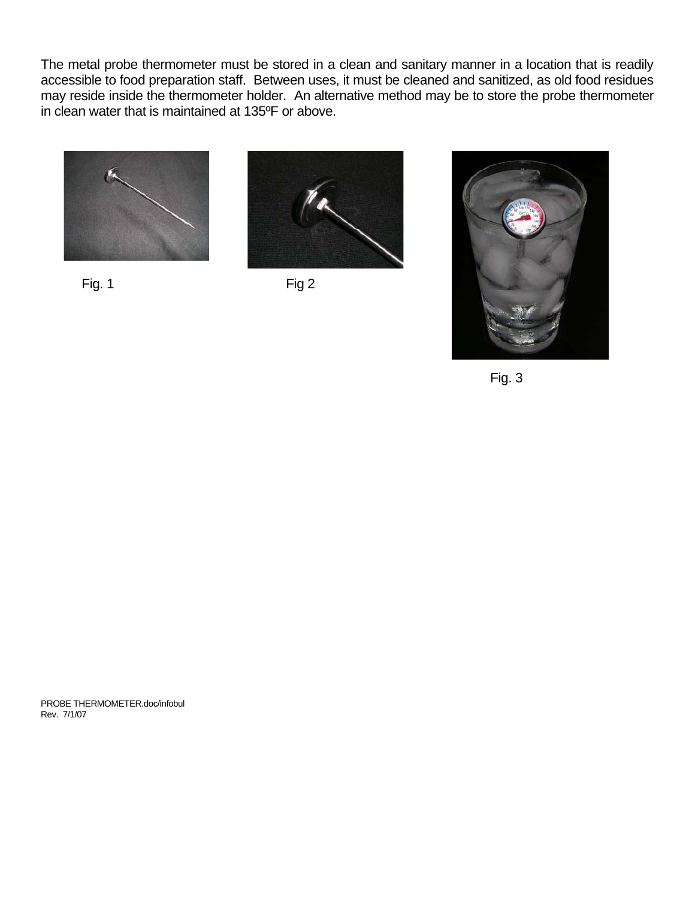The metal probe thermometer must be stored in a clean and sanitary manner in a location that is readily accessible to food preparation staff. Between uses, it must be cleaned and sanitized, as old food residues may reside inside the thermometer holder. An alternative method may be to store the probe thermometer in clean water that is maintained at 135ºF or above.

Fig. 1

Fig 2

Fig. 3

PROBE THERMOMETER.doc/infobul
Rev. 7/1/07